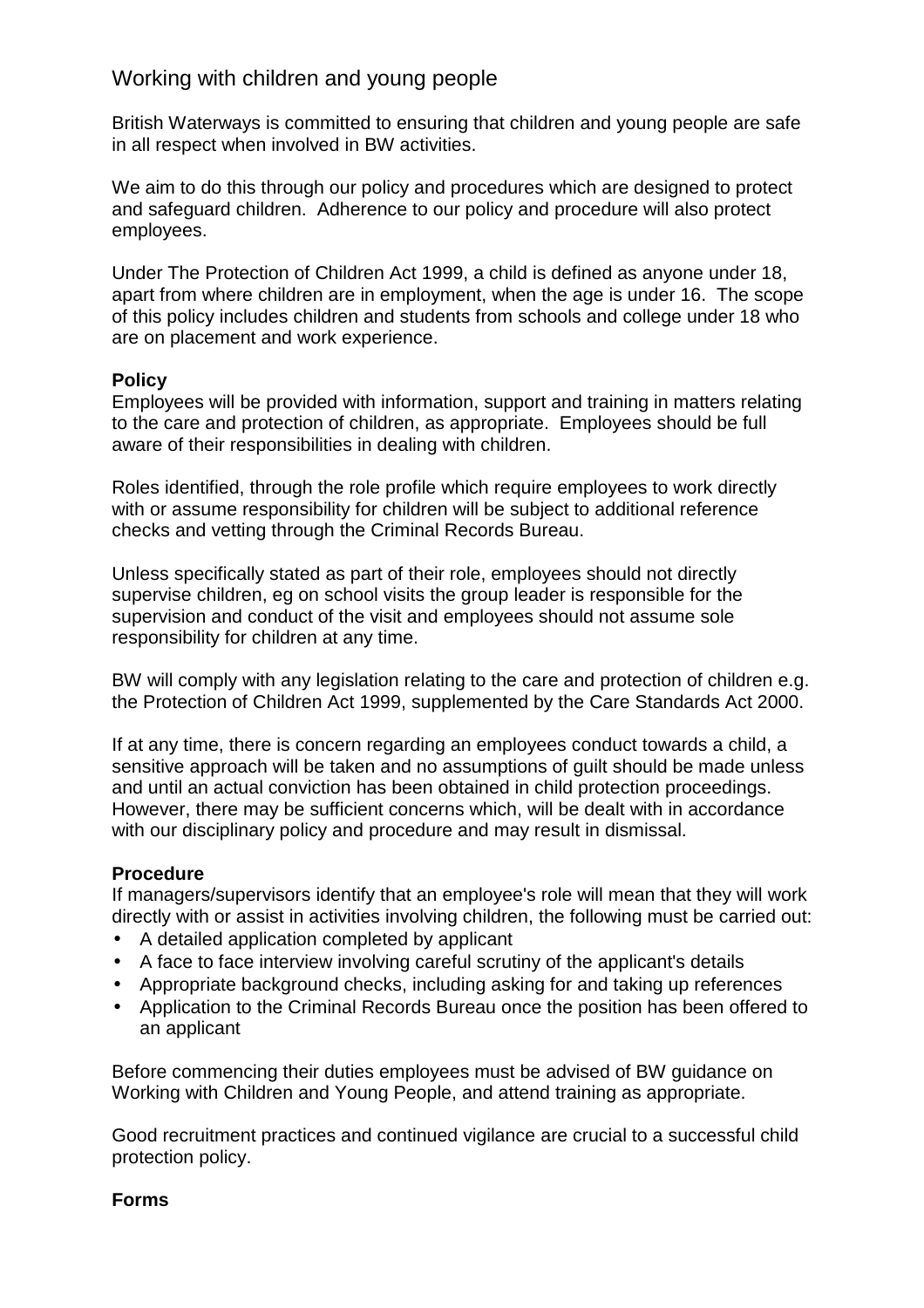# Working with children and young people

British Waterways is committed to ensuring that children and young people are safe in all respect when involved in BW activities.

We aim to do this through our policy and procedures which are designed to protect and safeguard children. Adherence to our policy and procedure will also protect employees.

Under The Protection of Children Act 1999, a child is defined as anyone under 18, apart from where children are in employment, when the age is under 16. The scope of this policy includes children and students from schools and college under 18 who are on placement and work experience.

**Policy**

Employees will be provided with information, support and training in matters relating to the care and protection of children, as appropriate. Employees should be full aware of their responsibilities in dealing with children.

Roles identified, through the role profile which require employees to work directly with or assume responsibility for children will be subject to additional reference checks and vetting through the Criminal Records Bureau.

Unless specifically stated as part of their role, employees should not directly supervise children, eg on school visits the group leader is responsible for the supervision and conduct of the visit and employees should not assume sole responsibility for children at any time.

BW will comply with any legislation relating to the care and protection of children e.g. the Protection of Children Act 1999, supplemented by the Care Standards Act 2000.

If at any time, there is concern regarding an employees conduct towards a child, a sensitive approach will be taken and no assumptions of guilt should be made unless and until an actual conviction has been obtained in child protection proceedings. However, there may be sufficient concerns which, will be dealt with in accordance with our disciplinary policy and procedure and may result in dismissal.

**Procedure**

If managers/supervisors identify that an employee's role will mean that they will work directly with or assist in activities involving children, the following must be carried out:

- A detailed application completed by applicant
- A face to face interview involving careful scrutiny of the applicant's details
- Appropriate background checks, including asking for and taking up references
- Application to the Criminal Records Bureau once the position has been offered to an applicant

Before commencing their duties employees must be advised of BW guidance on Working with Children and Young People, and attend training as appropriate.

Good recruitment practices and continued vigilance are crucial to a successful child protection policy.

**Forms**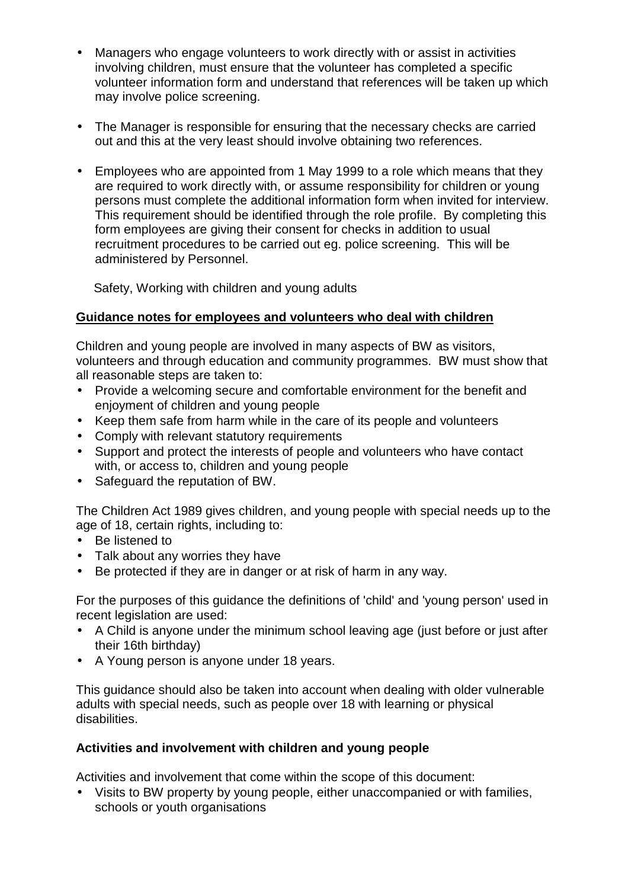- Managers who engage volunteers to work directly with or assist in activities involving children, must ensure that the volunteer has completed a specific volunteer information form and understand that references will be taken up which may involve police screening.

- The Manager is responsible for ensuring that the necessary checks are carried out and this at the very least should involve obtaining two references.

- Employees who are appointed from 1 May 1999 to a role which means that they are required to work directly with, or assume responsibility for children or young persons must complete the additional information form when invited for interview. This requirement should be identified through the role profile. By completing this form employees are giving their consent for checks in addition to usual recruitment procedures to be carried out eg. police screening. This will be administered by Personnel.

Safety, Working with children and young adults

**Guidance notes for employees and volunteers who deal with children**

Children and young people are involved in many aspects of BW as visitors, volunteers and through education and community programmes. BW must show that all reasonable steps are taken to:

- Provide a welcoming secure and comfortable environment for the benefit and enjoyment of children and young people
- Keep them safe from harm while in the care of its people and volunteers
- Comply with relevant statutory requirements
- Support and protect the interests of people and volunteers who have contact with, or access to, children and young people
- Safeguard the reputation of BW.

The Children Act 1989 gives children, and young people with special needs up to the age of 18, certain rights, including to:

- Be listened to
- Talk about any worries they have
- Be protected if they are in danger or at risk of harm in any way.

For the purposes of this guidance the definitions of 'child' and 'young person' used in recent legislation are used:

- A Child is anyone under the minimum school leaving age (just before or just after their 16th birthday)
- A Young person is anyone under 18 years.

This guidance should also be taken into account when dealing with older vulnerable adults with special needs, such as people over 18 with learning or physical disabilities.

**Activities and involvement with children and young people**

Activities and involvement that come within the scope of this document:

- Visits to BW property by young people, either unaccompanied or with families, schools or youth organisations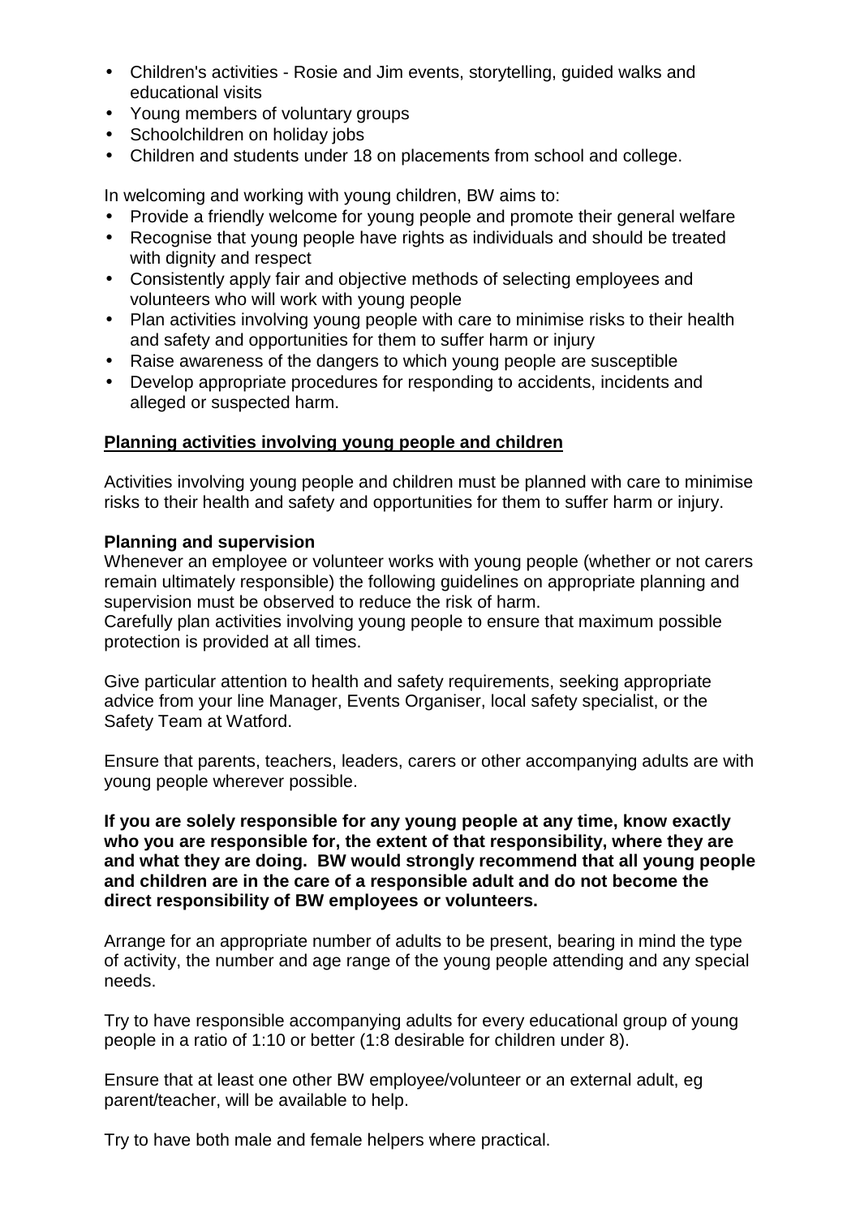- Children's activities - Rosie and Jim events, storytelling, guided walks and educational visits
- Young members of voluntary groups
- Schoolchildren on holiday jobs
- Children and students under 18 on placements from school and college.

In welcoming and working with young children, BW aims to:

- Provide a friendly welcome for young people and promote their general welfare
- Recognise that young people have rights as individuals and should be treated with dignity and respect
- Consistently apply fair and objective methods of selecting employees and volunteers who will work with young people
- Plan activities involving young people with care to minimise risks to their health and safety and opportunities for them to suffer harm or injury
- Raise awareness of the dangers to which young people are susceptible
- Develop appropriate procedures for responding to accidents, incidents and alleged or suspected harm.

## Planning activities involving young people and children

Activities involving young people and children must be planned with care to minimise risks to their health and safety and opportunities for them to suffer harm or injury.

### Planning and supervision

Whenever an employee or volunteer works with young people (whether or not carers remain ultimately responsible) the following guidelines on appropriate planning and supervision must be observed to reduce the risk of harm.
Carefully plan activities involving young people to ensure that maximum possible protection is provided at all times.

Give particular attention to health and safety requirements, seeking appropriate advice from your line Manager, Events Organiser, local safety specialist, or the Safety Team at Watford.

Ensure that parents, teachers, leaders, carers or other accompanying adults are with young people wherever possible.

**If you are solely responsible for any young people at any time, know exactly who you are responsible for, the extent of that responsibility, where they are and what they are doing. BW would strongly recommend that all young people and children are in the care of a responsible adult and do not become the direct responsibility of BW employees or volunteers.**

Arrange for an appropriate number of adults to be present, bearing in mind the type of activity, the number and age range of the young people attending and any special needs.

Try to have responsible accompanying adults for every educational group of young people in a ratio of 1:10 or better (1:8 desirable for children under 8).

Ensure that at least one other BW employee/volunteer or an external adult, eg parent/teacher, will be available to help.

Try to have both male and female helpers where practical.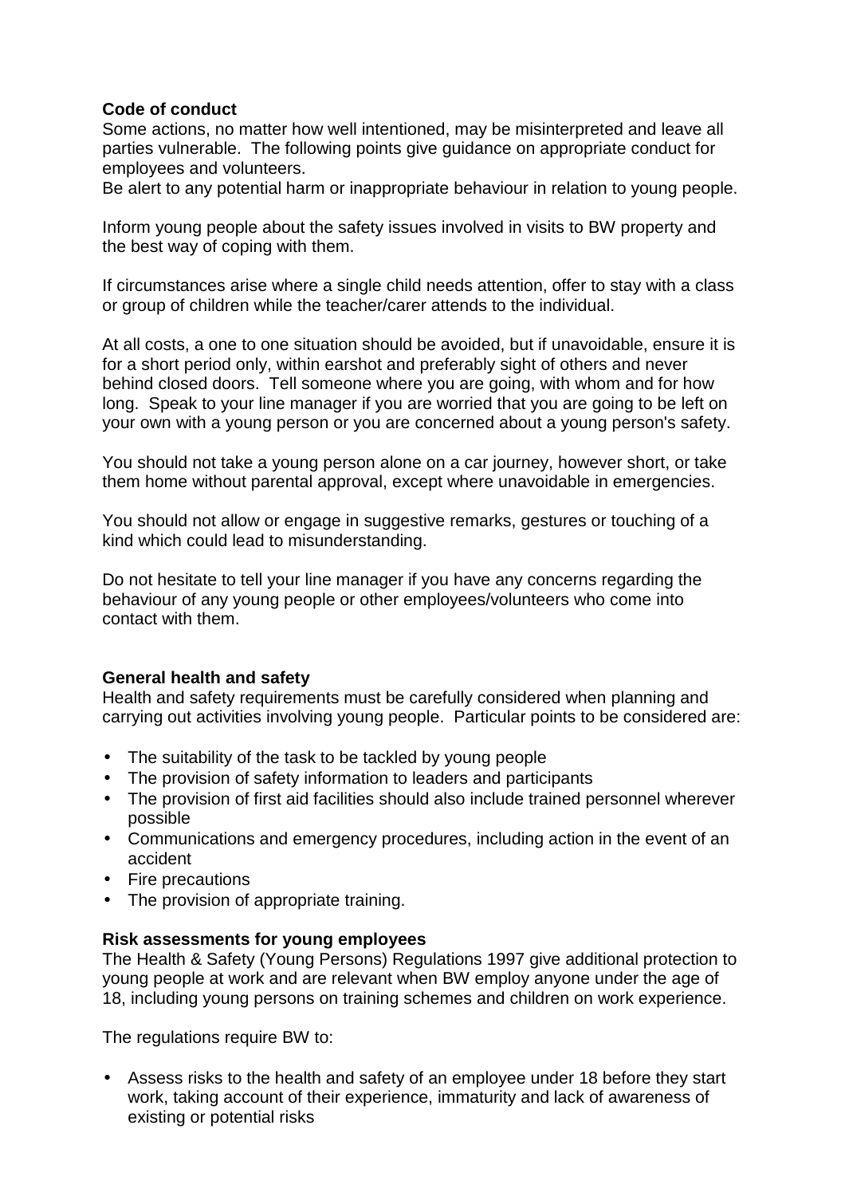**Code of conduct**

Some actions, no matter how well intentioned, may be misinterpreted and leave all parties vulnerable. The following points give guidance on appropriate conduct for employees and volunteers.

Be alert to any potential harm or inappropriate behaviour in relation to young people.

Inform young people about the safety issues involved in visits to BW property and the best way of coping with them.

If circumstances arise where a single child needs attention, offer to stay with a class or group of children while the teacher/carer attends to the individual.

At all costs, a one to one situation should be avoided, but if unavoidable, ensure it is for a short period only, within earshot and preferably sight of others and never behind closed doors. Tell someone where you are going, with whom and for how long. Speak to your line manager if you are worried that you are going to be left on your own with a young person or you are concerned about a young person's safety.

You should not take a young person alone on a car journey, however short, or take them home without parental approval, except where unavoidable in emergencies.

You should not allow or engage in suggestive remarks, gestures or touching of a kind which could lead to misunderstanding.

Do not hesitate to tell your line manager if you have any concerns regarding the behaviour of any young people or other employees/volunteers who come into contact with them.

**General health and safety**

Health and safety requirements must be carefully considered when planning and carrying out activities involving young people. Particular points to be considered are:

- The suitability of the task to be tackled by young people
- The provision of safety information to leaders and participants
- The provision of first aid facilities should also include trained personnel wherever possible
- Communications and emergency procedures, including action in the event of an accident
- Fire precautions
- The provision of appropriate training.

**Risk assessments for young employees**

The Health & Safety (Young Persons) Regulations 1997 give additional protection to young people at work and are relevant when BW employ anyone under the age of 18, including young persons on training schemes and children on work experience.

The regulations require BW to:

- Assess risks to the health and safety of an employee under 18 before they start work, taking account of their experience, immaturity and lack of awareness of existing or potential risks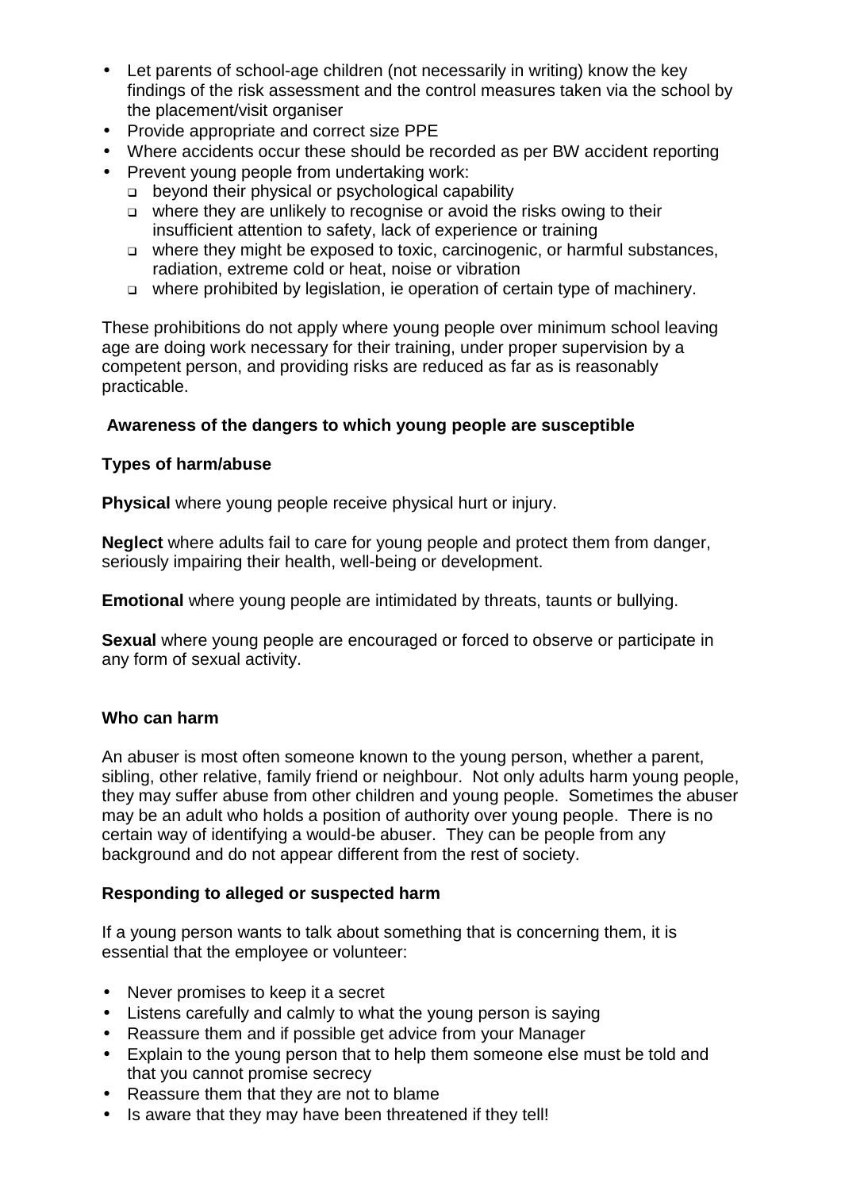- Let parents of school-age children (not necessarily in writing) know the key findings of the risk assessment and the control measures taken via the school by the placement/visit organiser
- Provide appropriate and correct size PPE
- Where accidents occur these should be recorded as per BW accident reporting
- Prevent young people from undertaking work:
  - beyond their physical or psychological capability
  - where they are unlikely to recognise or avoid the risks owing to their insufficient attention to safety, lack of experience or training
  - where they might be exposed to toxic, carcinogenic, or harmful substances, radiation, extreme cold or heat, noise or vibration
  - where prohibited by legislation, ie operation of certain type of machinery.

These prohibitions do not apply where young people over minimum school leaving age are doing work necessary for their training, under proper supervision by a competent person, and providing risks are reduced as far as is reasonably practicable.

**Awareness of the dangers to which young people are susceptible**

**Types of harm/abuse**

**Physical** where young people receive physical hurt or injury.

**Neglect** where adults fail to care for young people and protect them from danger, seriously impairing their health, well-being or development.

**Emotional** where young people are intimidated by threats, taunts or bullying.

**Sexual** where young people are encouraged or forced to observe or participate in any form of sexual activity.

**Who can harm**

An abuser is most often someone known to the young person, whether a parent, sibling, other relative, family friend or neighbour. Not only adults harm young people, they may suffer abuse from other children and young people. Sometimes the abuser may be an adult who holds a position of authority over young people. There is no certain way of identifying a would-be abuser. They can be people from any background and do not appear different from the rest of society.

**Responding to alleged or suspected harm**

If a young person wants to talk about something that is concerning them, it is essential that the employee or volunteer:

- Never promises to keep it a secret
- Listens carefully and calmly to what the young person is saying
- Reassure them and if possible get advice from your Manager
- Explain to the young person that to help them someone else must be told and that you cannot promise secrecy
- Reassure them that they are not to blame
- Is aware that they may have been threatened if they tell!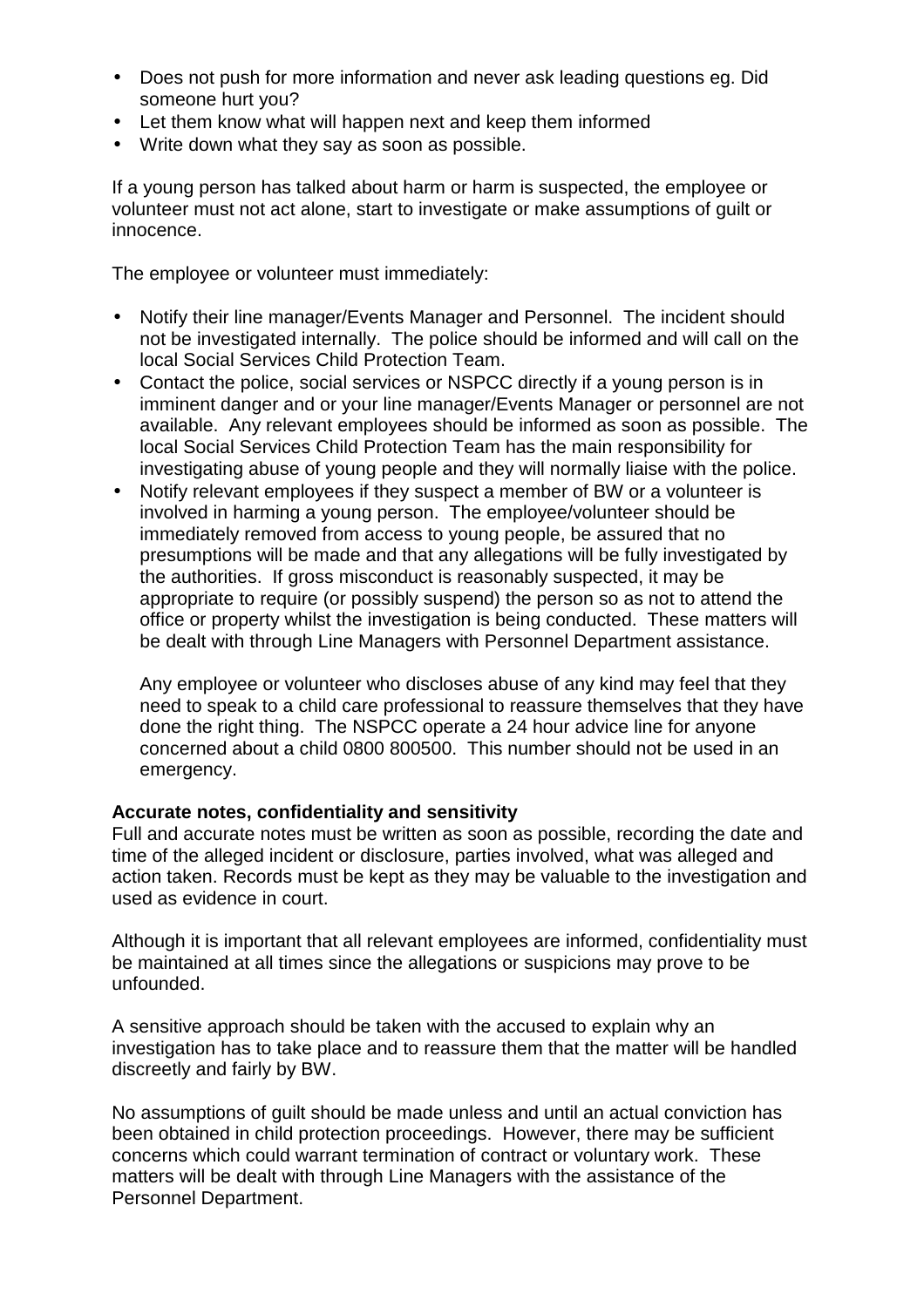- Does not push for more information and never ask leading questions eg. Did someone hurt you?
- Let them know what will happen next and keep them informed
- Write down what they say as soon as possible.

If a young person has talked about harm or harm is suspected, the employee or volunteer must not act alone, start to investigate or make assumptions of guilt or innocence.

The employee or volunteer must immediately:

- Notify their line manager/Events Manager and Personnel. The incident should not be investigated internally. The police should be informed and will call on the local Social Services Child Protection Team.
- Contact the police, social services or NSPCC directly if a young person is in imminent danger and or your line manager/Events Manager or personnel are not available. Any relevant employees should be informed as soon as possible. The local Social Services Child Protection Team has the main responsibility for investigating abuse of young people and they will normally liaise with the police.
- Notify relevant employees if they suspect a member of BW or a volunteer is involved in harming a young person. The employee/volunteer should be immediately removed from access to young people, be assured that no presumptions will be made and that any allegations will be fully investigated by the authorities. If gross misconduct is reasonably suspected, it may be appropriate to require (or possibly suspend) the person so as not to attend the office or property whilst the investigation is being conducted. These matters will be dealt with through Line Managers with Personnel Department assistance.

  Any employee or volunteer who discloses abuse of any kind may feel that they need to speak to a child care professional to reassure themselves that they have done the right thing. The NSPCC operate a 24 hour advice line for anyone concerned about a child 0800 800500. This number should not be used in an emergency.

**Accurate notes, confidentiality and sensitivity**

Full and accurate notes must be written as soon as possible, recording the date and time of the alleged incident or disclosure, parties involved, what was alleged and action taken. Records must be kept as they may be valuable to the investigation and used as evidence in court.

Although it is important that all relevant employees are informed, confidentiality must be maintained at all times since the allegations or suspicions may prove to be unfounded.

A sensitive approach should be taken with the accused to explain why an investigation has to take place and to reassure them that the matter will be handled discreetly and fairly by BW.

No assumptions of guilt should be made unless and until an actual conviction has been obtained in child protection proceedings. However, there may be sufficient concerns which could warrant termination of contract or voluntary work. These matters will be dealt with through Line Managers with the assistance of the Personnel Department.